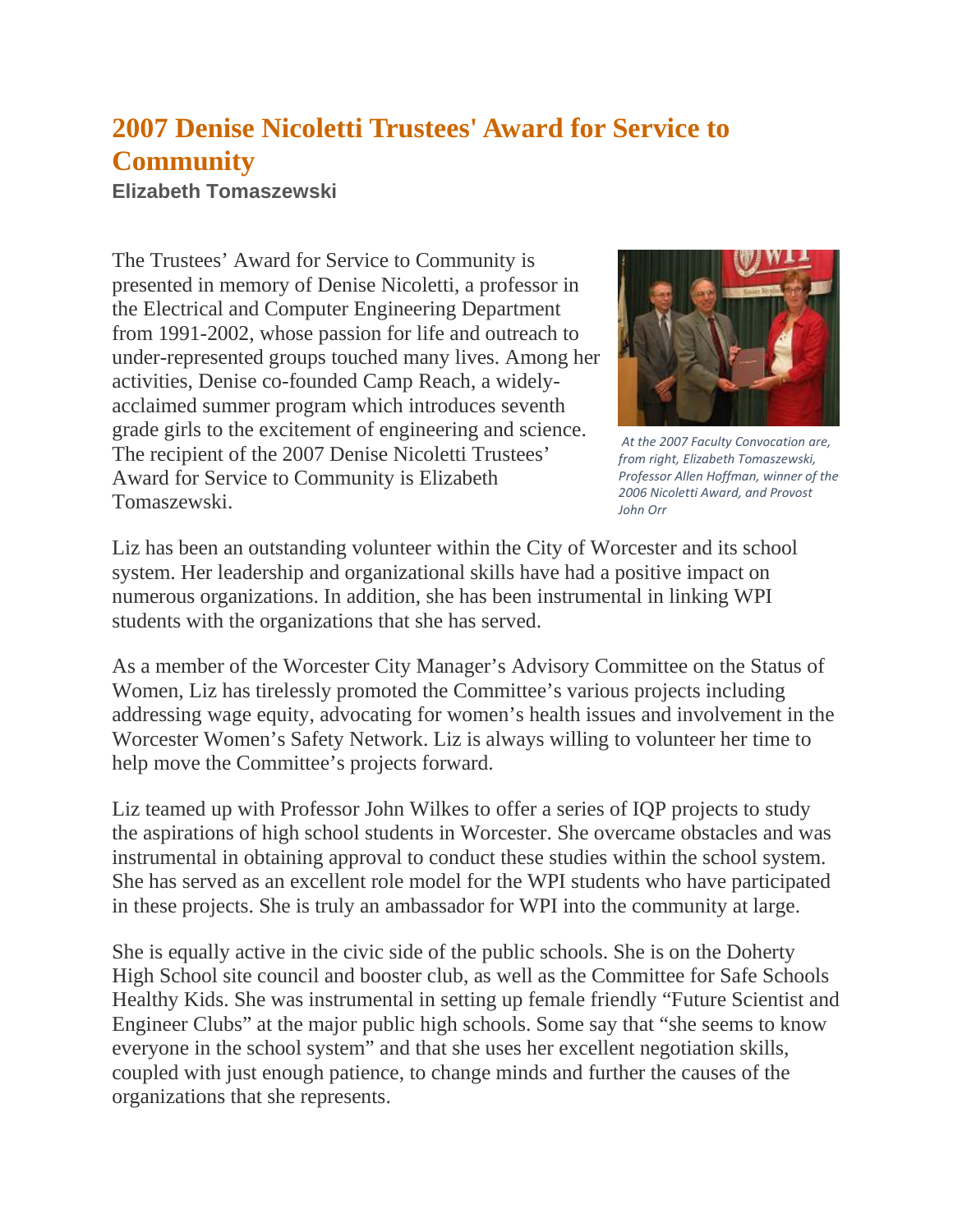# 2007 Denise Nicoletti Trustees' Award for Service to Community

### Elizabeth Tomaszewski

The Trustees' Award for Service to Community is presented in memory of Denise Nicoletti, a professor in the Electrical and Computer Engineering Department from 1991-2002, whose passion for life and outreach to under-represented groups touched many lives. Among her activities, Denise co-founded Camp Reach, a widely-acclaimed summer program which introduces seventh grade girls to the excitement of engineering and science. The recipient of the 2007 Denise Nicoletti Trustees' Award for Service to Community is Elizabeth Tomaszewski.

*At the 2007 Faculty Convocation are, from right, Elizabeth Tomaszewski, Professor Allen Hoffman, winner of the 2006 Nicoletti Award, and Provost John Orr*

Liz has been an outstanding volunteer within the City of Worcester and its school system. Her leadership and organizational skills have had a positive impact on numerous organizations. In addition, she has been instrumental in linking WPI students with the organizations that she has served.

As a member of the Worcester City Manager's Advisory Committee on the Status of Women, Liz has tirelessly promoted the Committee's various projects including addressing wage equity, advocating for women's health issues and involvement in the Worcester Women's Safety Network. Liz is always willing to volunteer her time to help move the Committee's projects forward.

Liz teamed up with Professor John Wilkes to offer a series of IQP projects to study the aspirations of high school students in Worcester. She overcame obstacles and was instrumental in obtaining approval to conduct these studies within the school system. She has served as an excellent role model for the WPI students who have participated in these projects. She is truly an ambassador for WPI into the community at large.

She is equally active in the civic side of the public schools. She is on the Doherty High School site council and booster club, as well as the Committee for Safe Schools Healthy Kids. She was instrumental in setting up female friendly "Future Scientist and Engineer Clubs" at the major public high schools. Some say that "she seems to know everyone in the school system" and that she uses her excellent negotiation skills, coupled with just enough patience, to change minds and further the causes of the organizations that she represents.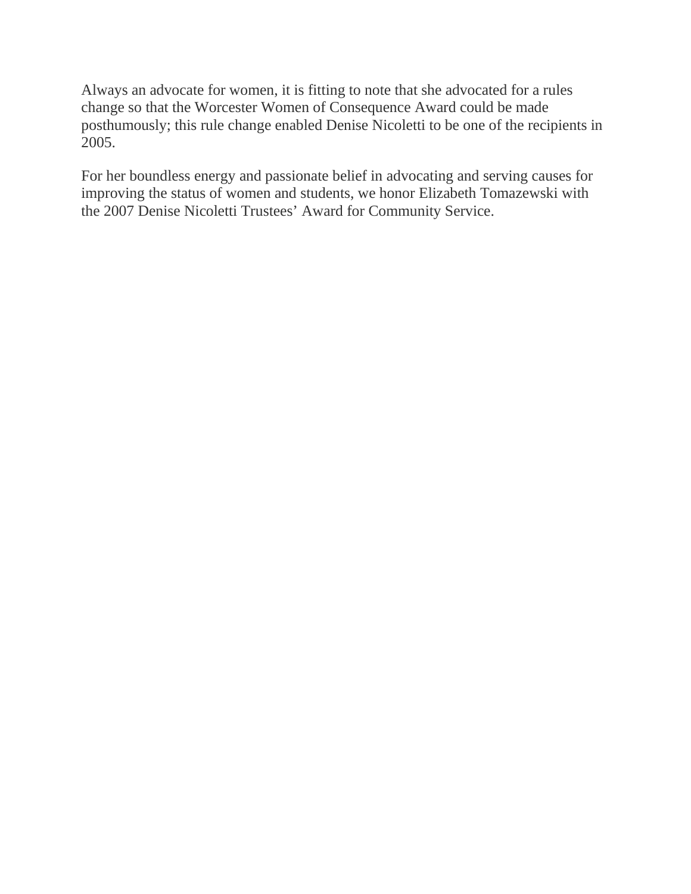Always an advocate for women, it is fitting to note that she advocated for a rules change so that the Worcester Women of Consequence Award could be made posthumously; this rule change enabled Denise Nicoletti to be one of the recipients in 2005.

For her boundless energy and passionate belief in advocating and serving causes for improving the status of women and students, we honor Elizabeth Tomazewski with the 2007 Denise Nicoletti Trustees' Award for Community Service.